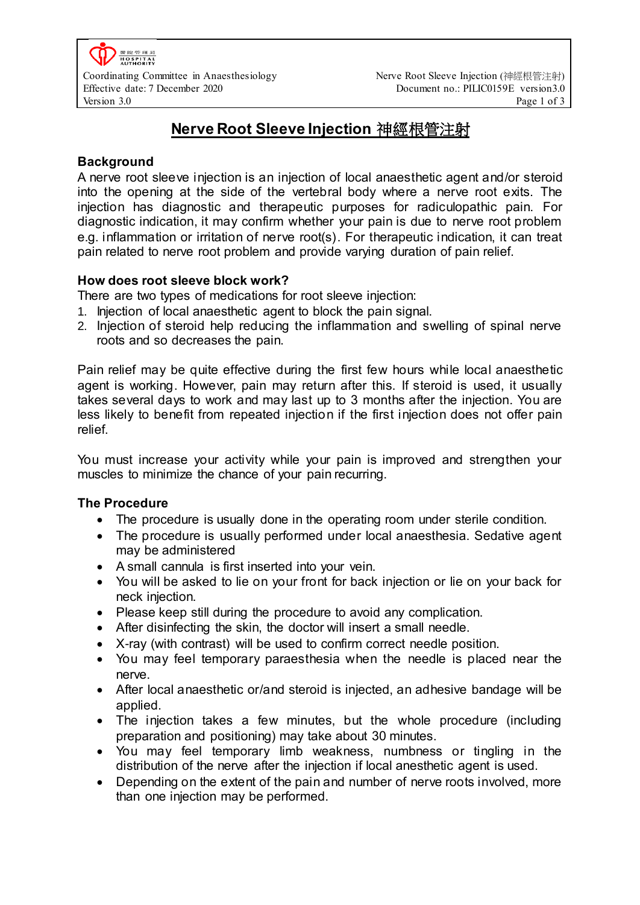# Nerve Root Sleeve Injection 神經根管注射

## Background

A nerve root sleeve injection is an injection of local anaesthetic agent and/or steroid into the opening at the side of the vertebral body where a nerve root exits. The injection has diagnostic and therapeutic purposes for radiculopathic pain. For diagnostic indication, it may confirm whether your pain is due to nerve root problem e.g. inflammation or irritation of nerve root(s). For therapeutic indication, it can treat pain related to nerve root problem and provide varying duration of pain relief.

## How does root sleeve block work?

There are two types of medications for root sleeve injection:

1. Injection of local anaesthetic agent to block the pain signal.
2. Injection of steroid help reducing the inflammation and swelling of spinal nerve roots and so decreases the pain.

Pain relief may be quite effective during the first few hours while local anaesthetic agent is working. However, pain may return after this. If steroid is used, it usually takes several days to work and may last up to 3 months after the injection. You are less likely to benefit from repeated injection if the first injection does not offer pain relief.

You must increase your activity while your pain is improved and strengthen your muscles to minimize the chance of your pain recurring.

## The Procedure

- The procedure is usually done in the operating room under sterile condition.
- The procedure is usually performed under local anaesthesia. Sedative agent may be administered
- A small cannula is first inserted into your vein.
- You will be asked to lie on your front for back injection or lie on your back for neck injection.
- Please keep still during the procedure to avoid any complication.
- After disinfecting the skin, the doctor will insert a small needle.
- X-ray (with contrast) will be used to confirm correct needle position.
- You may feel temporary paraesthesia when the needle is placed near the nerve.
- After local anaesthetic or/and steroid is injected, an adhesive bandage will be applied.
- The injection takes a few minutes, but the whole procedure (including preparation and positioning) may take about 30 minutes.
- You may feel temporary limb weakness, numbness or tingling in the distribution of the nerve after the injection if local anesthetic agent is used.
- Depending on the extent of the pain and number of nerve roots involved, more than one injection may be performed.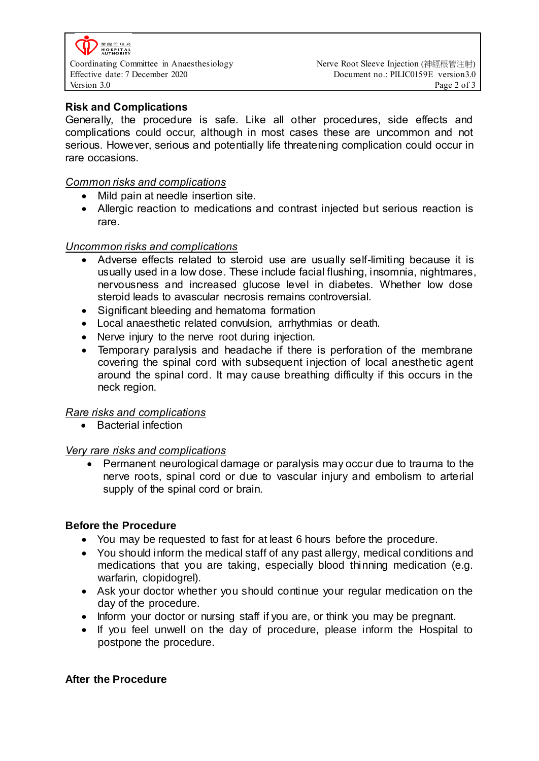## Risk and Complications

Generally, the procedure is safe. Like all other procedures, side effects and complications could occur, although in most cases these are uncommon and not serious. However, serious and potentially life threatening complication could occur in rare occasions.

### *Common risks and complications*

- Mild pain at needle insertion site.
- Allergic reaction to medications and contrast injected but serious reaction is rare.

### *Uncommon risks and complications*

- Adverse effects related to steroid use are usually self-limiting because it is usually used in a low dose. These include facial flushing, insomnia, nightmares, nervousness and increased glucose level in diabetes. Whether low dose steroid leads to avascular necrosis remains controversial.
- Significant bleeding and hematoma formation
- Local anaesthetic related convulsion, arrhythmias or death.
- Nerve injury to the nerve root during injection.
- Temporary paralysis and headache if there is perforation of the membrane covering the spinal cord with subsequent injection of local anesthetic agent around the spinal cord. It may cause breathing difficulty if this occurs in the neck region.

### *Rare risks and complications*

- Bacterial infection

### *Very rare risks and complications*

- Permanent neurological damage or paralysis may occur due to trauma to the nerve roots, spinal cord or due to vascular injury and embolism to arterial supply of the spinal cord or brain.

## Before the Procedure

- You may be requested to fast for at least 6 hours before the procedure.
- You should inform the medical staff of any past allergy, medical conditions and medications that you are taking, especially blood thinning medication (e.g. warfarin, clopidogrel).
- Ask your doctor whether you should continue your regular medication on the day of the procedure.
- Inform your doctor or nursing staff if you are, or think you may be pregnant.
- If you feel unwell on the day of procedure, please inform the Hospital to postpone the procedure.

## After the Procedure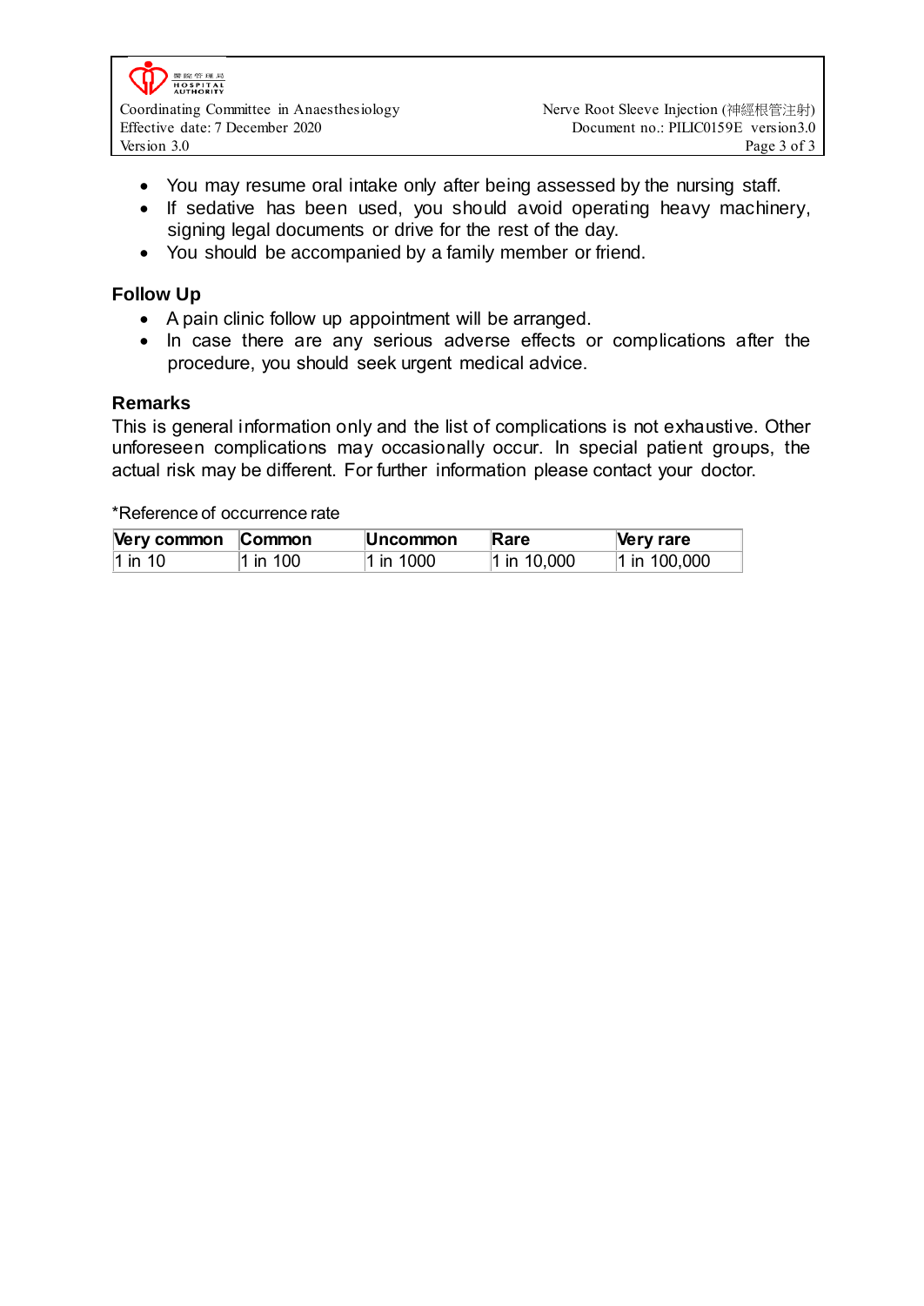- You may resume oral intake only after being assessed by the nursing staff.
- If sedative has been used, you should avoid operating heavy machinery, signing legal documents or drive for the rest of the day.
- You should be accompanied by a family member or friend.

## Follow Up

- A pain clinic follow up appointment will be arranged.
- In case there are any serious adverse effects or complications after the procedure, you should seek urgent medical advice.

## Remarks

This is general information only and the list of complications is not exhaustive. Other unforeseen complications may occasionally occur. In special patient groups, the actual risk may be different. For further information please contact your doctor.

*Reference of occurrence rate

| Very common | Common | Uncommon | Rare | Very rare |
|---|---|---|---|---|
| 1 in 10 | 1 in 100 | 1 in 1000 | 1 in 10,000 | 1 in 100,000 |